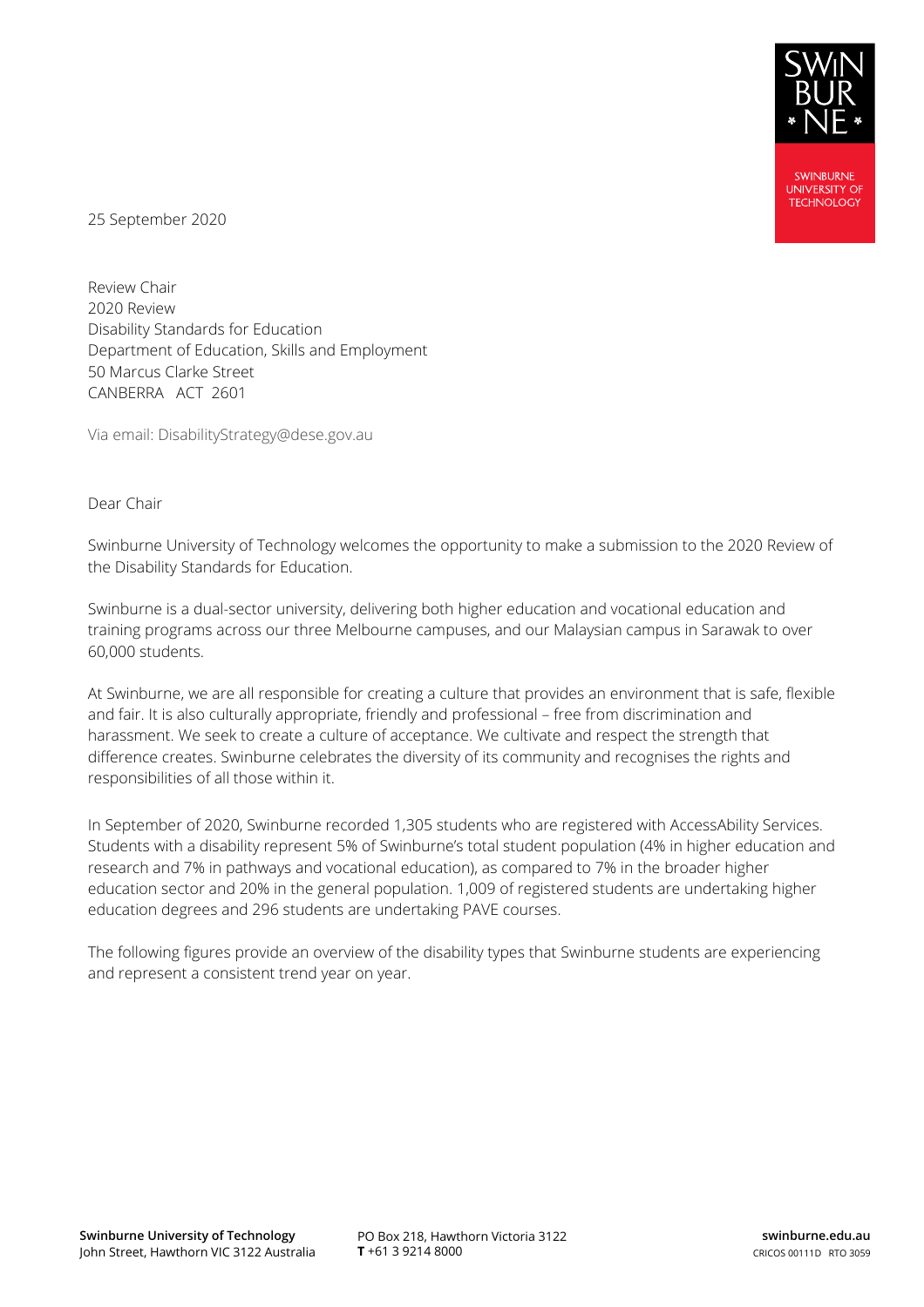25 September 2020

Review Chair
2020 Review
Disability Standards for Education
Department of Education, Skills and Employment
50 Marcus Clarke Street
CANBERRA ACT 2601

Via email: DisabilityStrategy@dese.gov.au

Dear Chair

Swinburne University of Technology welcomes the opportunity to make a submission to the 2020 Review of the Disability Standards for Education.

Swinburne is a dual-sector university, delivering both higher education and vocational education and training programs across our three Melbourne campuses, and our Malaysian campus in Sarawak to over 60,000 students.

At Swinburne, we are all responsible for creating a culture that provides an environment that is safe, flexible and fair. It is also culturally appropriate, friendly and professional – free from discrimination and harassment. We seek to create a culture of acceptance. We cultivate and respect the strength that difference creates. Swinburne celebrates the diversity of its community and recognises the rights and responsibilities of all those within it.

In September of 2020, Swinburne recorded 1,305 students who are registered with AccessAbility Services. Students with a disability represent 5% of Swinburne's total student population (4% in higher education and research and 7% in pathways and vocational education), as compared to 7% in the broader higher education sector and 20% in the general population. 1,009 of registered students are undertaking higher education degrees and 296 students are undertaking PAVE courses.

The following figures provide an overview of the disability types that Swinburne students are experiencing and represent a consistent trend year on year.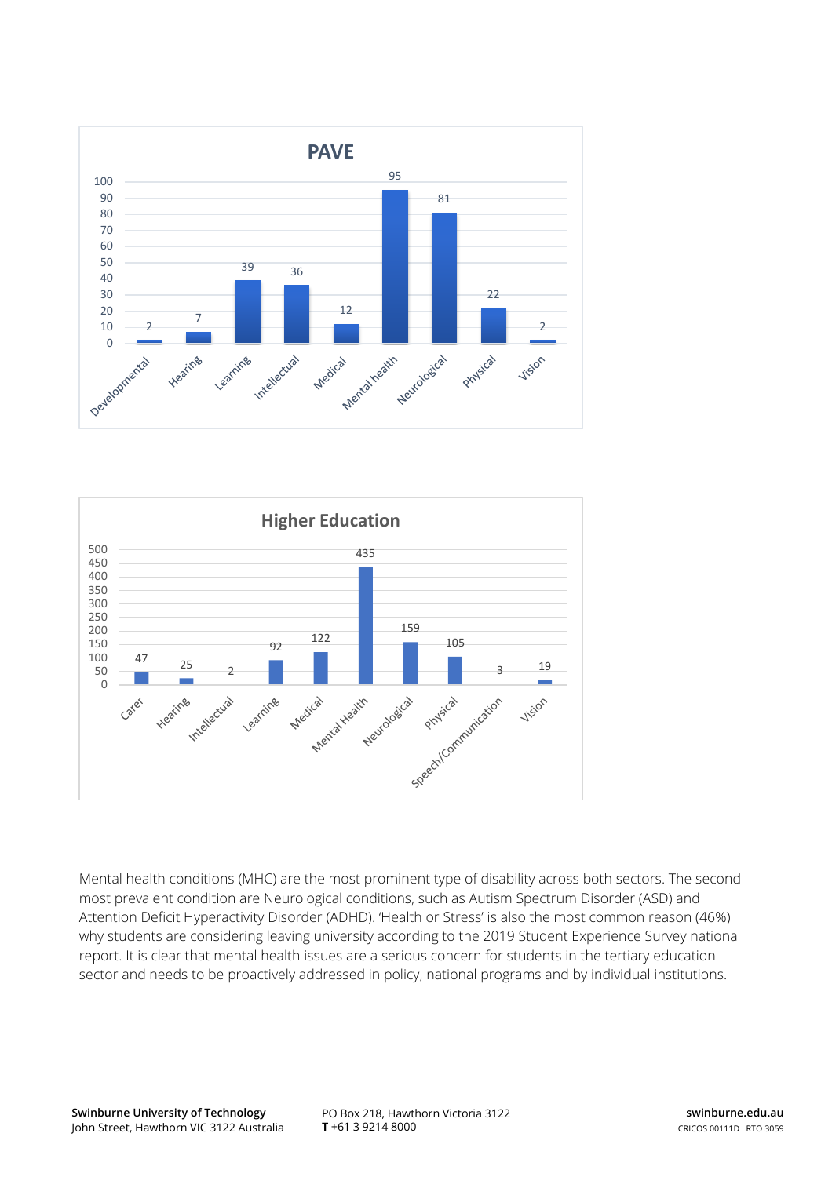**PAVE**

| Category | Count |
|---|---|
| Developmental | 2 |
| Hearing | 7 |
| Learning | 39 |
| Intellectual | 36 |
| Medical | 12 |
| Mental health | 95 |
| Neurological | 81 |
| Physical | 22 |
| Vision | 2 |

**Higher Education**

| Category | Count |
|---|---|
| Carer | 47 |
| Hearing | 25 |
| Intellectual | 2 |
| Learning | 92 |
| Medical | 122 |
| Mental Health | 435 |
| Neurological | 159 |
| Physical | 105 |
| Speech/Communication | 3 |
| Vision | 19 |

Mental health conditions (MHC) are the most prominent type of disability across both sectors. The second most prevalent condition are Neurological conditions, such as Autism Spectrum Disorder (ASD) and Attention Deficit Hyperactivity Disorder (ADHD). 'Health or Stress' is also the most common reason (46%) why students are considering leaving university according to the 2019 Student Experience Survey national report. It is clear that mental health issues are a serious concern for students in the tertiary education sector and needs to be proactively addressed in policy, national programs and by individual institutions.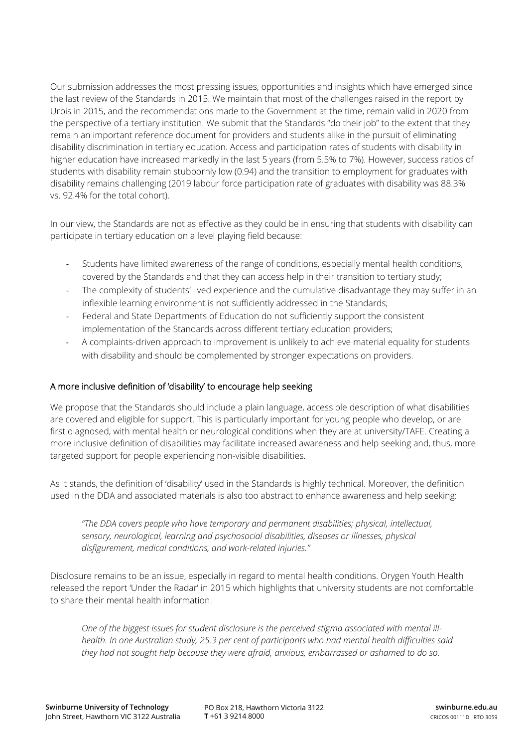Our submission addresses the most pressing issues, opportunities and insights which have emerged since the last review of the Standards in 2015. We maintain that most of the challenges raised in the report by Urbis in 2015, and the recommendations made to the Government at the time, remain valid in 2020 from the perspective of a tertiary institution. We submit that the Standards "do their job" to the extent that they remain an important reference document for providers and students alike in the pursuit of eliminating disability discrimination in tertiary education. Access and participation rates of students with disability in higher education have increased markedly in the last 5 years (from 5.5% to 7%). However, success ratios of students with disability remain stubbornly low (0.94) and the transition to employment for graduates with disability remains challenging (2019 labour force participation rate of graduates with disability was 88.3% vs. 92.4% for the total cohort).

In our view, the Standards are not as effective as they could be in ensuring that students with disability can participate in tertiary education on a level playing field because:

- Students have limited awareness of the range of conditions, especially mental health conditions, covered by the Standards and that they can access help in their transition to tertiary study;
- The complexity of students' lived experience and the cumulative disadvantage they may suffer in an inflexible learning environment is not sufficiently addressed in the Standards;
- Federal and State Departments of Education do not sufficiently support the consistent implementation of the Standards across different tertiary education providers;
- A complaints-driven approach to improvement is unlikely to achieve material equality for students with disability and should be complemented by stronger expectations on providers.

## A more inclusive definition of 'disability' to encourage help seeking

We propose that the Standards should include a plain language, accessible description of what disabilities are covered and eligible for support. This is particularly important for young people who develop, or are first diagnosed, with mental health or neurological conditions when they are at university/TAFE. Creating a more inclusive definition of disabilities may facilitate increased awareness and help seeking and, thus, more targeted support for people experiencing non-visible disabilities.

As it stands, the definition of 'disability' used in the Standards is highly technical. Moreover, the definition used in the DDA and associated materials is also too abstract to enhance awareness and help seeking:

> *"The DDA covers people who have temporary and permanent disabilities; physical, intellectual, sensory, neurological, learning and psychosocial disabilities, diseases or illnesses, physical disfigurement, medical conditions, and work-related injuries."*

Disclosure remains to be an issue, especially in regard to mental health conditions. Orygen Youth Health released the report 'Under the Radar' in 2015 which highlights that university students are not comfortable to share their mental health information.

> *One of the biggest issues for student disclosure is the perceived stigma associated with mental ill-health. In one Australian study, 25.3 per cent of participants who had mental health difficulties said they had not sought help because they were afraid, anxious, embarrassed or ashamed to do so.*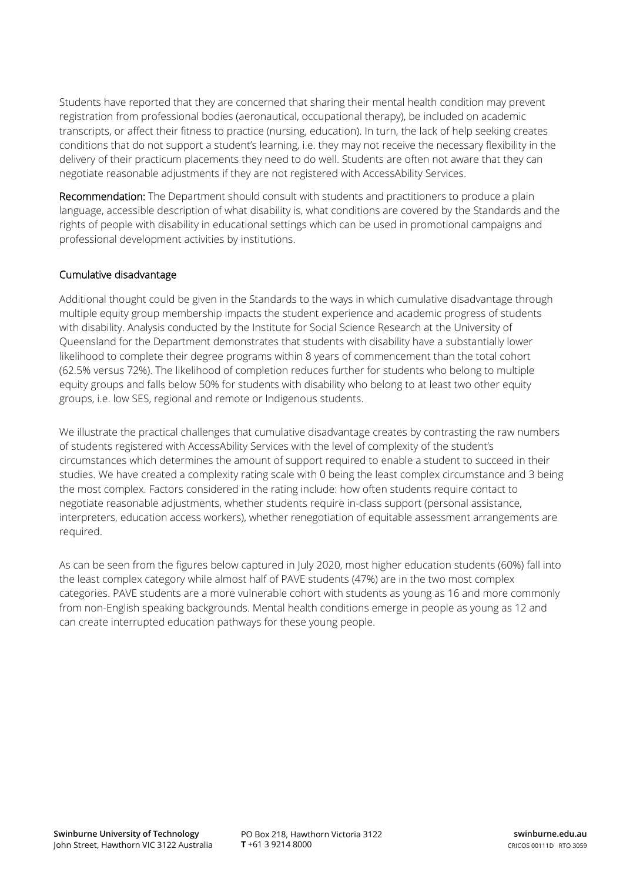Students have reported that they are concerned that sharing their mental health condition may prevent registration from professional bodies (aeronautical, occupational therapy), be included on academic transcripts, or affect their fitness to practice (nursing, education). In turn, the lack of help seeking creates conditions that do not support a student's learning, i.e. they may not receive the necessary flexibility in the delivery of their practicum placements they need to do well. Students are often not aware that they can negotiate reasonable adjustments if they are not registered with AccessAbility Services.

**Recommendation:** The Department should consult with students and practitioners to produce a plain language, accessible description of what disability is, what conditions are covered by the Standards and the rights of people with disability in educational settings which can be used in promotional campaigns and professional development activities by institutions.

### Cumulative disadvantage

Additional thought could be given in the Standards to the ways in which cumulative disadvantage through multiple equity group membership impacts the student experience and academic progress of students with disability. Analysis conducted by the Institute for Social Science Research at the University of Queensland for the Department demonstrates that students with disability have a substantially lower likelihood to complete their degree programs within 8 years of commencement than the total cohort (62.5% versus 72%). The likelihood of completion reduces further for students who belong to multiple equity groups and falls below 50% for students with disability who belong to at least two other equity groups, i.e. low SES, regional and remote or Indigenous students.

We illustrate the practical challenges that cumulative disadvantage creates by contrasting the raw numbers of students registered with AccessAbility Services with the level of complexity of the student's circumstances which determines the amount of support required to enable a student to succeed in their studies. We have created a complexity rating scale with 0 being the least complex circumstance and 3 being the most complex. Factors considered in the rating include: how often students require contact to negotiate reasonable adjustments, whether students require in-class support (personal assistance, interpreters, education access workers), whether renegotiation of equitable assessment arrangements are required.

As can be seen from the figures below captured in July 2020, most higher education students (60%) fall into the least complex category while almost half of PAVE students (47%) are in the two most complex categories. PAVE students are a more vulnerable cohort with students as young as 16 and more commonly from non-English speaking backgrounds. Mental health conditions emerge in people as young as 12 and can create interrupted education pathways for these young people.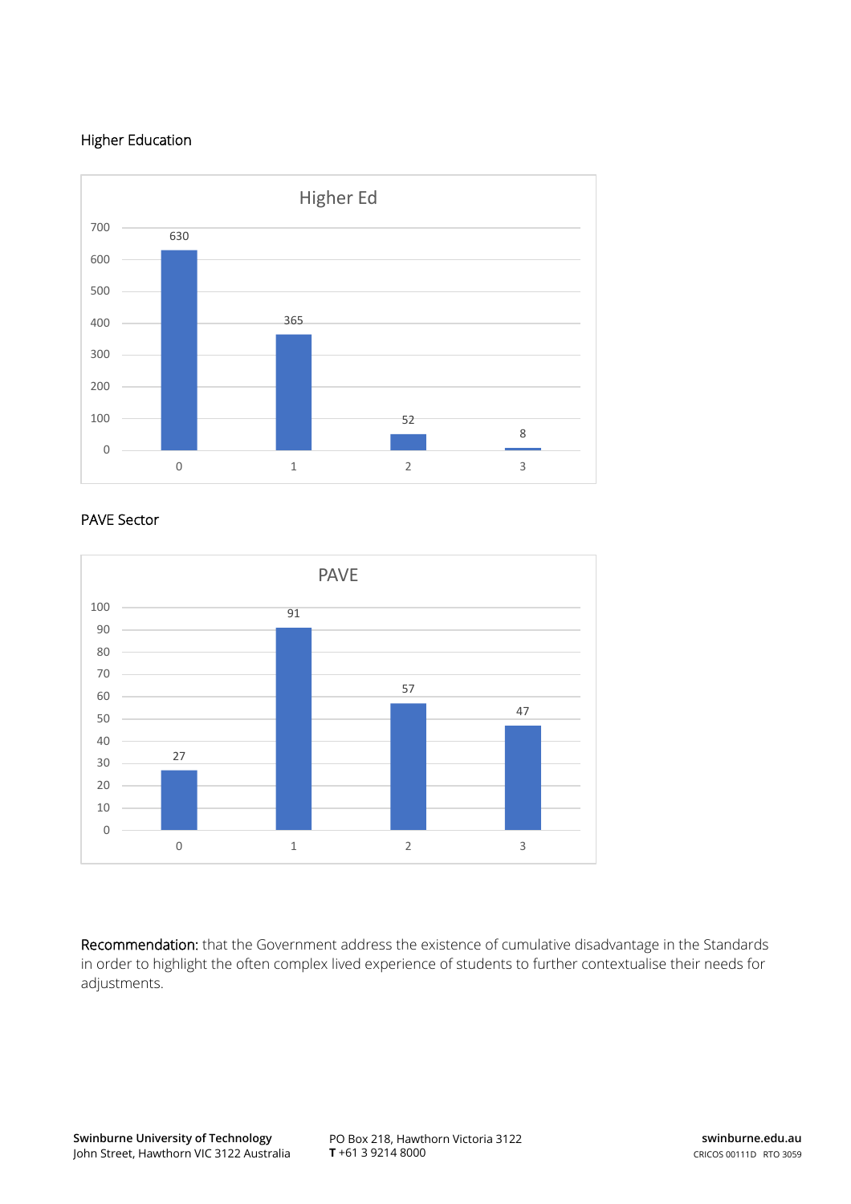Higher Education

Higher Ed

| Category | Value |
| --- | --- |
| 0 | 630 |
| 1 | 365 |
| 2 | 52 |
| 3 | 8 |

PAVE Sector

PAVE

| Category | Value |
| --- | --- |
| 0 | 27 |
| 1 | 91 |
| 2 | 57 |
| 3 | 47 |

Recommendation: that the Government address the existence of cumulative disadvantage in the Standards in order to highlight the often complex lived experience of students to further contextualise their needs for adjustments.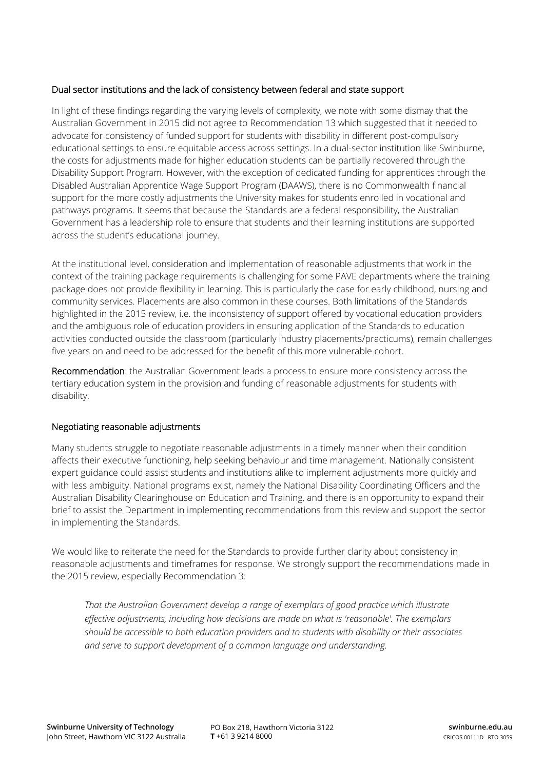## Dual sector institutions and the lack of consistency between federal and state support

In light of these findings regarding the varying levels of complexity, we note with some dismay that the Australian Government in 2015 did not agree to Recommendation 13 which suggested that it needed to advocate for consistency of funded support for students with disability in different post-compulsory educational settings to ensure equitable access across settings. In a dual-sector institution like Swinburne, the costs for adjustments made for higher education students can be partially recovered through the Disability Support Program. However, with the exception of dedicated funding for apprentices through the Disabled Australian Apprentice Wage Support Program (DAAWS), there is no Commonwealth financial support for the more costly adjustments the University makes for students enrolled in vocational and pathways programs. It seems that because the Standards are a federal responsibility, the Australian Government has a leadership role to ensure that students and their learning institutions are supported across the student's educational journey.

At the institutional level, consideration and implementation of reasonable adjustments that work in the context of the training package requirements is challenging for some PAVE departments where the training package does not provide flexibility in learning. This is particularly the case for early childhood, nursing and community services. Placements are also common in these courses. Both limitations of the Standards highlighted in the 2015 review, i.e. the inconsistency of support offered by vocational education providers and the ambiguous role of education providers in ensuring application of the Standards to education activities conducted outside the classroom (particularly industry placements/practicums), remain challenges five years on and need to be addressed for the benefit of this more vulnerable cohort.

**Recommendation**: the Australian Government leads a process to ensure more consistency across the tertiary education system in the provision and funding of reasonable adjustments for students with disability.

## Negotiating reasonable adjustments

Many students struggle to negotiate reasonable adjustments in a timely manner when their condition affects their executive functioning, help seeking behaviour and time management. Nationally consistent expert guidance could assist students and institutions alike to implement adjustments more quickly and with less ambiguity. National programs exist, namely the National Disability Coordinating Officers and the Australian Disability Clearinghouse on Education and Training, and there is an opportunity to expand their brief to assist the Department in implementing recommendations from this review and support the sector in implementing the Standards.

We would like to reiterate the need for the Standards to provide further clarity about consistency in reasonable adjustments and timeframes for response. We strongly support the recommendations made in the 2015 review, especially Recommendation 3:

> *That the Australian Government develop a range of exemplars of good practice which illustrate effective adjustments, including how decisions are made on what is 'reasonable'. The exemplars should be accessible to both education providers and to students with disability or their associates and serve to support development of a common language and understanding.*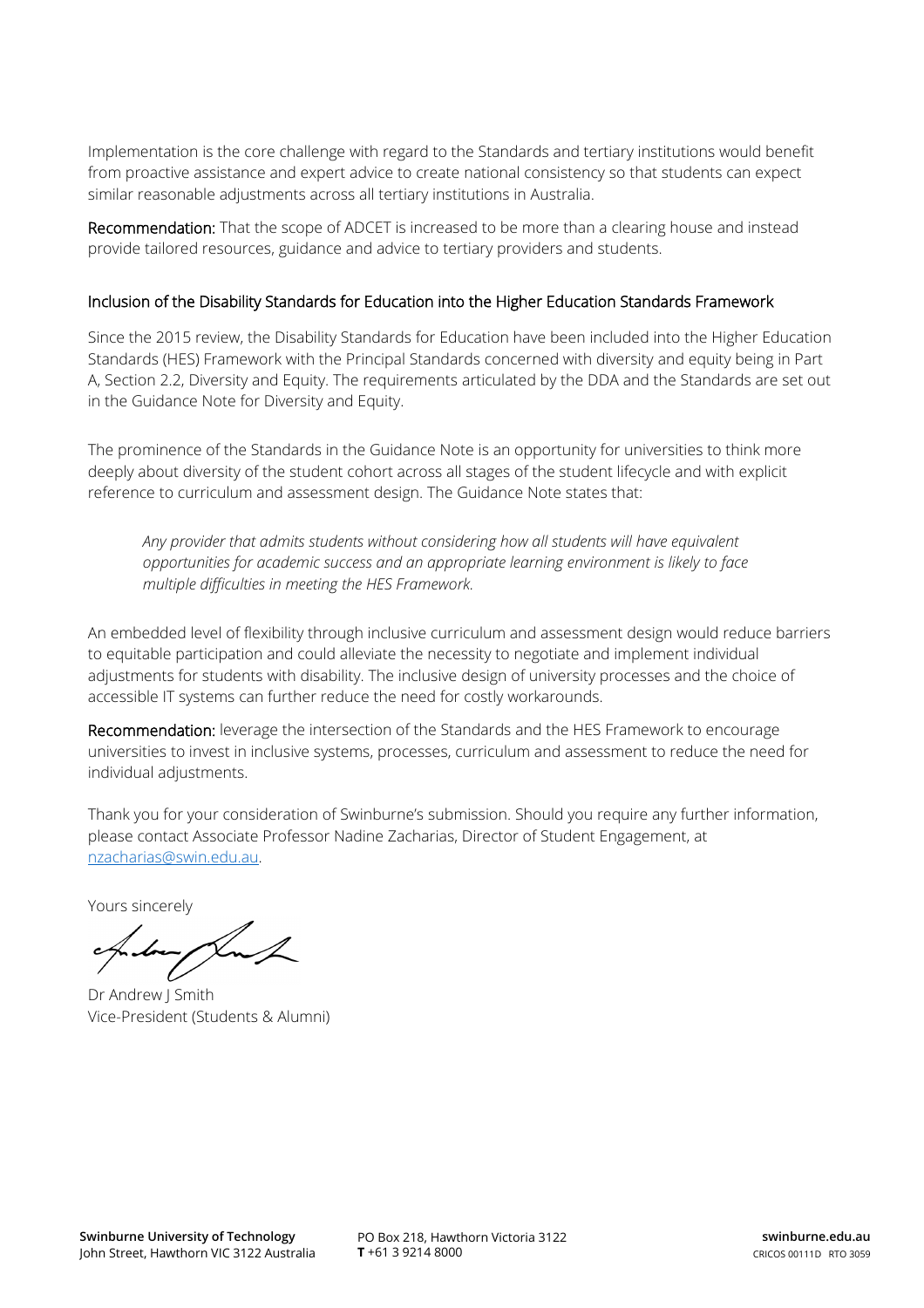Implementation is the core challenge with regard to the Standards and tertiary institutions would benefit from proactive assistance and expert advice to create national consistency so that students can expect similar reasonable adjustments across all tertiary institutions in Australia.

**Recommendation:** That the scope of ADCET is increased to be more than a clearing house and instead provide tailored resources, guidance and advice to tertiary providers and students.

### Inclusion of the Disability Standards for Education into the Higher Education Standards Framework

Since the 2015 review, the Disability Standards for Education have been included into the Higher Education Standards (HES) Framework with the Principal Standards concerned with diversity and equity being in Part A, Section 2.2, Diversity and Equity. The requirements articulated by the DDA and the Standards are set out in the Guidance Note for Diversity and Equity.

The prominence of the Standards in the Guidance Note is an opportunity for universities to think more deeply about diversity of the student cohort across all stages of the student lifecycle and with explicit reference to curriculum and assessment design. The Guidance Note states that:

> *Any provider that admits students without considering how all students will have equivalent opportunities for academic success and an appropriate learning environment is likely to face multiple difficulties in meeting the HES Framework.*

An embedded level of flexibility through inclusive curriculum and assessment design would reduce barriers to equitable participation and could alleviate the necessity to negotiate and implement individual adjustments for students with disability. The inclusive design of university processes and the choice of accessible IT systems can further reduce the need for costly workarounds.

**Recommendation:** leverage the intersection of the Standards and the HES Framework to encourage universities to invest in inclusive systems, processes, curriculum and assessment to reduce the need for individual adjustments.

Thank you for your consideration of Swinburne's submission. Should you require any further information, please contact Associate Professor Nadine Zacharias, Director of Student Engagement, at [nzacharias@swin.edu.au](mailto:nzacharias@swin.edu.au).

Yours sincerely

Dr Andrew J Smith
Vice-President (Students & Alumni)

**Swinburne University of Technology**
John Street, Hawthorn VIC 3122 Australia

PO Box 218, Hawthorn Victoria 3122
**T** +61 3 9214 8000

**swinburne.edu.au**
CRICOS 00111D RTO 3059